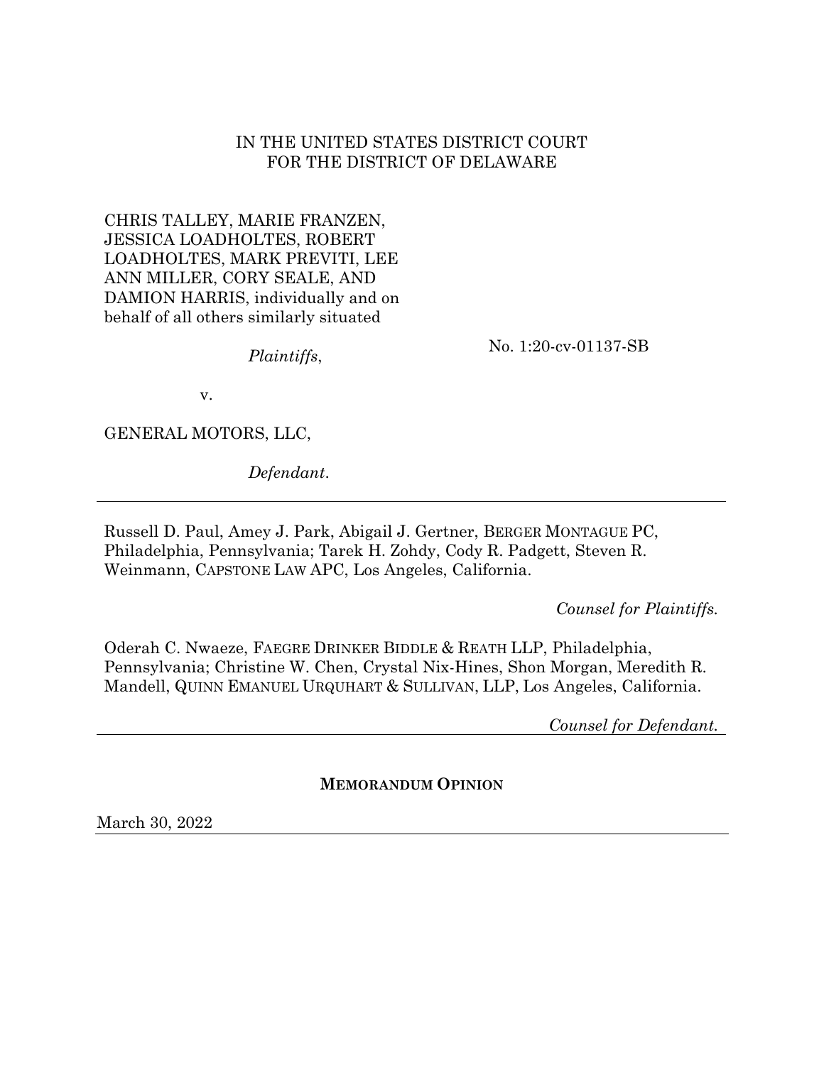IN THE UNITED STATES DISTRICT COURT
FOR THE DISTRICT OF DELAWARE

CHRIS TALLEY, MARIE FRANZEN, JESSICA LOADHOLTES, ROBERT LOADHOLTES, MARK PREVITI, LEE ANN MILLER, CORY SEALE, AND DAMION HARRIS, individually and on behalf of all others similarly situated

*Plaintiffs*,

v.

GENERAL MOTORS, LLC,

*Defendant*.

No. 1:20-cv-01137-SB

---

Russell D. Paul, Amey J. Park, Abigail J. Gertner, BERGER MONTAGUE PC, Philadelphia, Pennsylvania; Tarek H. Zohdy, Cody R. Padgett, Steven R. Weinmann, CAPSTONE LAW APC, Los Angeles, California.

*Counsel for Plaintiffs.*

Oderah C. Nwaeze, FAEGRE DRINKER BIDDLE & REATH LLP, Philadelphia, Pennsylvania; Christine W. Chen, Crystal Nix-Hines, Shon Morgan, Meredith R. Mandell, QUINN EMANUEL URQUHART & SULLIVAN, LLP, Los Angeles, California.

*Counsel for Defendant.*

---

**MEMORANDUM OPINION**

March 30, 2022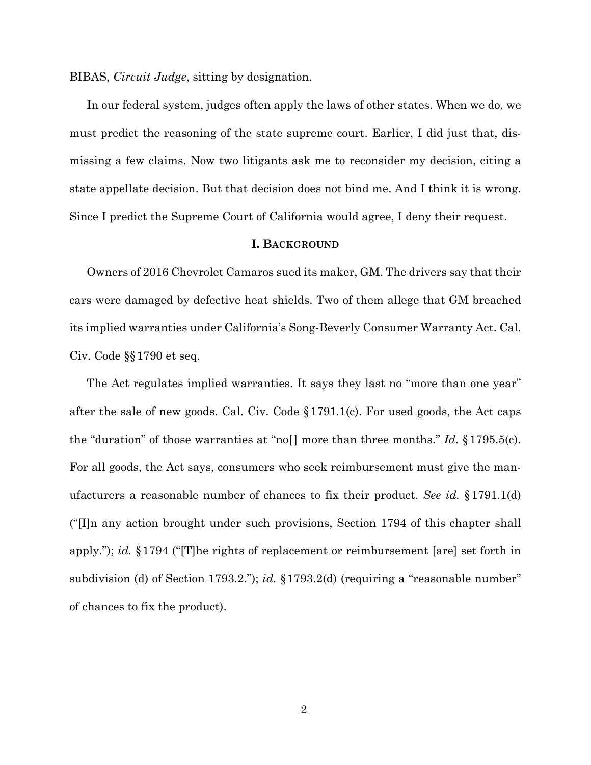BIBAS, *Circuit Judge*, sitting by designation.

In our federal system, judges often apply the laws of other states. When we do, we must predict the reasoning of the state supreme court. Earlier, I did just that, dismissing a few claims. Now two litigants ask me to reconsider my decision, citing a state appellate decision. But that decision does not bind me. And I think it is wrong. Since I predict the Supreme Court of California would agree, I deny their request.

## I. BACKGROUND

Owners of 2016 Chevrolet Camaros sued its maker, GM. The drivers say that their cars were damaged by defective heat shields. Two of them allege that GM breached its implied warranties under California's Song-Beverly Consumer Warranty Act. Cal. Civ. Code §§1790 et seq.

The Act regulates implied warranties. It says they last no "more than one year" after the sale of new goods. Cal. Civ. Code §1791.1(c). For used goods, the Act caps the "duration" of those warranties at "no[] more than three months." *Id.* §1795.5(c). For all goods, the Act says, consumers who seek reimbursement must give the manufacturers a reasonable number of chances to fix their product. *See id.* §1791.1(d) ("[I]n any action brought under such provisions, Section 1794 of this chapter shall apply."); *id.* §1794 ("[T]he rights of replacement or reimbursement [are] set forth in subdivision (d) of Section 1793.2."); *id.* §1793.2(d) (requiring a "reasonable number" of chances to fix the product).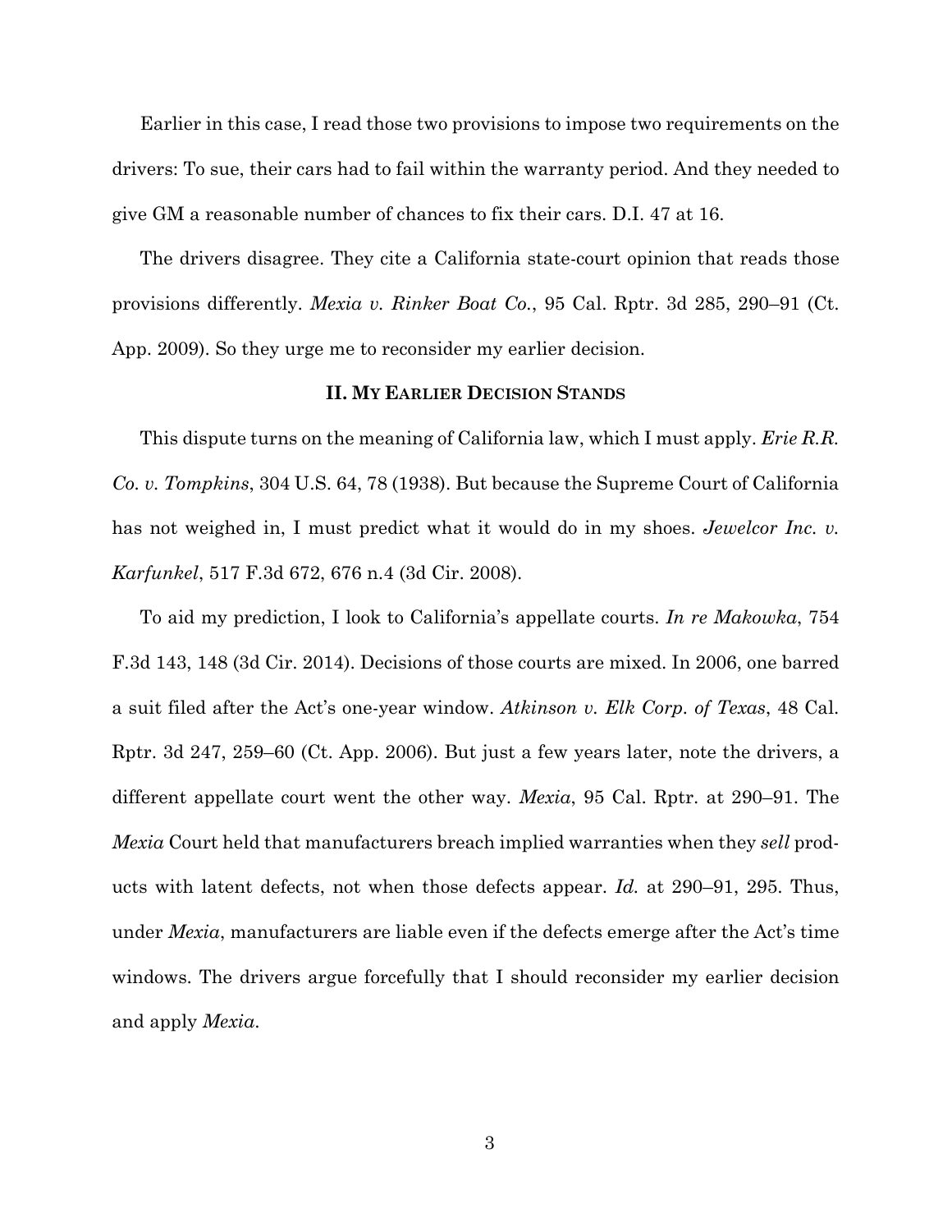Earlier in this case, I read those two provisions to impose two requirements on the drivers: To sue, their cars had to fail within the warranty period. And they needed to give GM a reasonable number of chances to fix their cars. D.I. 47 at 16.

The drivers disagree. They cite a California state-court opinion that reads those provisions differently. *Mexia v. Rinker Boat Co.*, 95 Cal. Rptr. 3d 285, 290–91 (Ct. App. 2009). So they urge me to reconsider my earlier decision.

## II. My Earlier Decision Stands

This dispute turns on the meaning of California law, which I must apply. *Erie R.R. Co. v. Tompkins*, 304 U.S. 64, 78 (1938). But because the Supreme Court of California has not weighed in, I must predict what it would do in my shoes. *Jewelcor Inc. v. Karfunkel*, 517 F.3d 672, 676 n.4 (3d Cir. 2008).

To aid my prediction, I look to California's appellate courts. *In re Makowka*, 754 F.3d 143, 148 (3d Cir. 2014). Decisions of those courts are mixed. In 2006, one barred a suit filed after the Act's one-year window. *Atkinson v. Elk Corp. of Texas*, 48 Cal. Rptr. 3d 247, 259–60 (Ct. App. 2006). But just a few years later, note the drivers, a different appellate court went the other way. *Mexia*, 95 Cal. Rptr. at 290–91. The *Mexia* Court held that manufacturers breach implied warranties when they *sell* products with latent defects, not when those defects appear. *Id.* at 290–91, 295. Thus, under *Mexia*, manufacturers are liable even if the defects emerge after the Act's time windows. The drivers argue forcefully that I should reconsider my earlier decision and apply *Mexia*.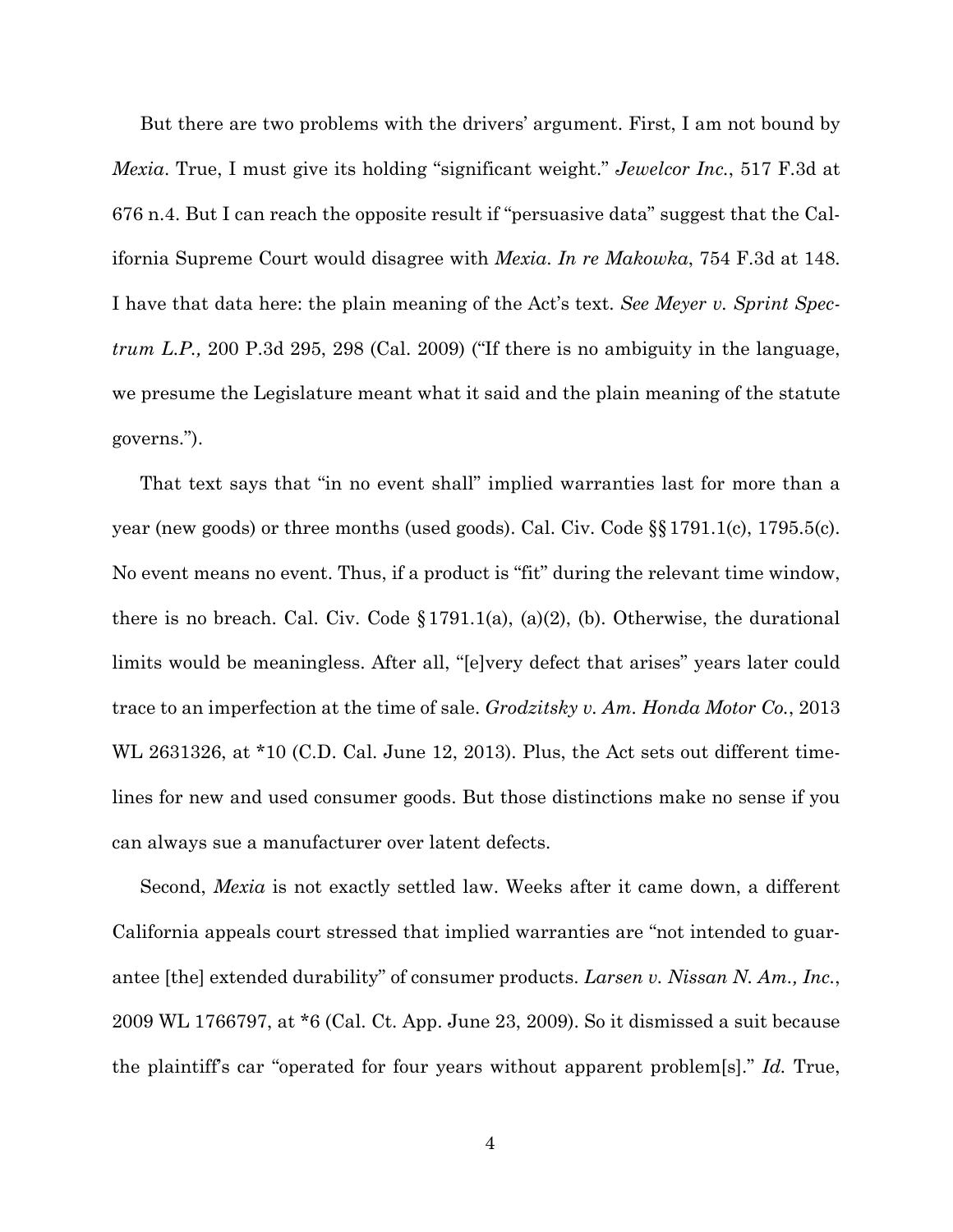But there are two problems with the drivers' argument. First, I am not bound by *Mexia*. True, I must give its holding "significant weight." *Jewelcor Inc.*, 517 F.3d at 676 n.4. But I can reach the opposite result if "persuasive data" suggest that the California Supreme Court would disagree with *Mexia*. *In re Makowka*, 754 F.3d at 148. I have that data here: the plain meaning of the Act's text. *See Meyer v. Sprint Spectrum L.P.,* 200 P.3d 295, 298 (Cal. 2009) ("If there is no ambiguity in the language, we presume the Legislature meant what it said and the plain meaning of the statute governs.").

That text says that "in no event shall" implied warranties last for more than a year (new goods) or three months (used goods). Cal. Civ. Code §§ 1791.1(c), 1795.5(c). No event means no event. Thus, if a product is "fit" during the relevant time window, there is no breach. Cal. Civ. Code § 1791.1(a), (a)(2), (b). Otherwise, the durational limits would be meaningless. After all, "[e]very defect that arises" years later could trace to an imperfection at the time of sale. *Grodzitsky v. Am. Honda Motor Co.*, 2013 WL 2631326, at *10 (C.D. Cal. June 12, 2013). Plus, the Act sets out different timelines for new and used consumer goods. But those distinctions make no sense if you can always sue a manufacturer over latent defects.

Second, *Mexia* is not exactly settled law. Weeks after it came down, a different California appeals court stressed that implied warranties are "not intended to guarantee [the] extended durability" of consumer products. *Larsen v. Nissan N. Am., Inc.*, 2009 WL 1766797, at *6 (Cal. Ct. App. June 23, 2009). So it dismissed a suit because the plaintiff's car "operated for four years without apparent problem[s]." *Id.* True,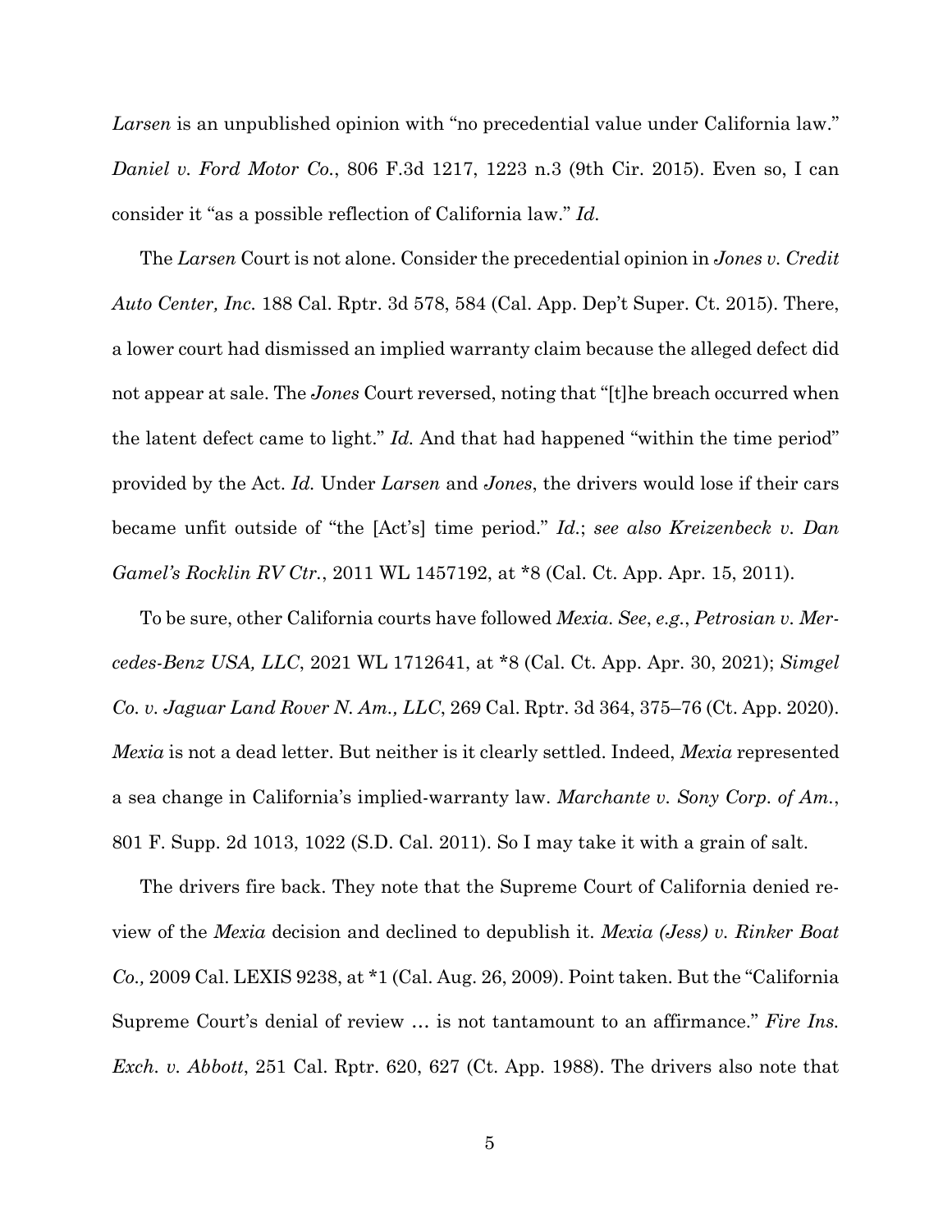*Larsen* is an unpublished opinion with "no precedential value under California law." *Daniel v. Ford Motor Co.*, 806 F.3d 1217, 1223 n.3 (9th Cir. 2015). Even so, I can consider it "as a possible reflection of California law." *Id.*

The *Larsen* Court is not alone. Consider the precedential opinion in *Jones v. Credit Auto Center, Inc.* 188 Cal. Rptr. 3d 578, 584 (Cal. App. Dep't Super. Ct. 2015). There, a lower court had dismissed an implied warranty claim because the alleged defect did not appear at sale. The *Jones* Court reversed, noting that "[t]he breach occurred when the latent defect came to light." *Id.* And that had happened "within the time period" provided by the Act. *Id.* Under *Larsen* and *Jones*, the drivers would lose if their cars became unfit outside of "the [Act's] time period." *Id.*; *see also Kreizenbeck v. Dan Gamel's Rocklin RV Ctr.*, 2011 WL 1457192, at *8 (Cal. Ct. App. Apr. 15, 2011).

To be sure, other California courts have followed *Mexia*. *See, e.g.*, *Petrosian v. Mercedes-Benz USA, LLC*, 2021 WL 1712641, at *8 (Cal. Ct. App. Apr. 30, 2021); *Simgel Co. v. Jaguar Land Rover N. Am., LLC*, 269 Cal. Rptr. 3d 364, 375–76 (Ct. App. 2020). *Mexia* is not a dead letter. But neither is it clearly settled. Indeed, *Mexia* represented a sea change in California's implied-warranty law. *Marchante v. Sony Corp. of Am.*, 801 F. Supp. 2d 1013, 1022 (S.D. Cal. 2011). So I may take it with a grain of salt.

The drivers fire back. They note that the Supreme Court of California denied review of the *Mexia* decision and declined to depublish it. *Mexia (Jess) v. Rinker Boat Co.,* 2009 Cal. LEXIS 9238, at *1 (Cal. Aug. 26, 2009). Point taken. But the "California Supreme Court's denial of review … is not tantamount to an affirmance." *Fire Ins. Exch. v. Abbott*, 251 Cal. Rptr. 620, 627 (Ct. App. 1988). The drivers also note that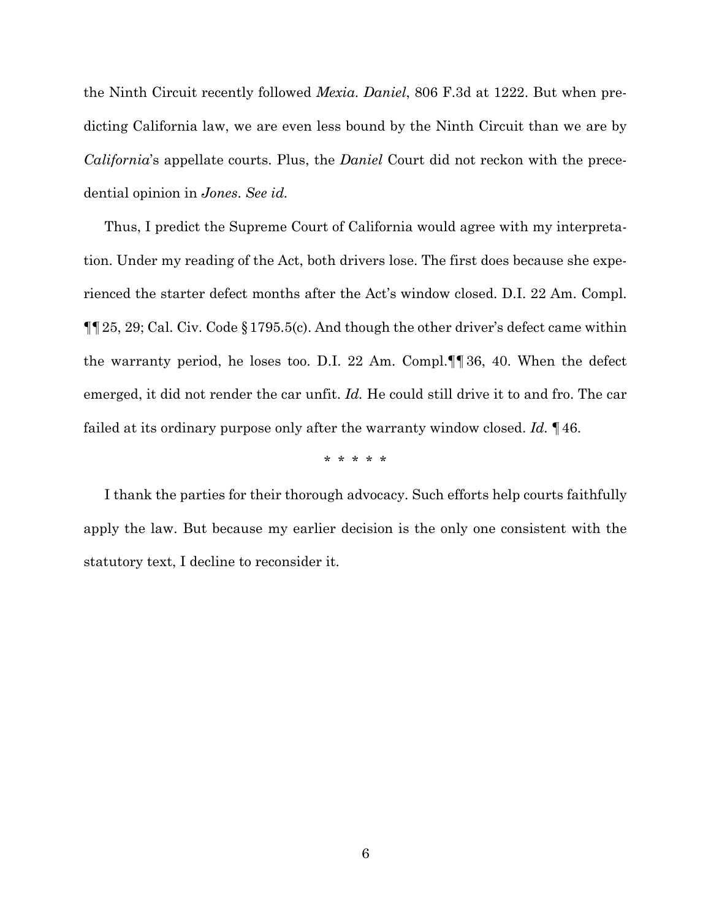the Ninth Circuit recently followed *Mexia*. *Daniel*, 806 F.3d at 1222. But when predicting California law, we are even less bound by the Ninth Circuit than we are by *California*'s appellate courts. Plus, the *Daniel* Court did not reckon with the precedential opinion in *Jones*. *See id.*

Thus, I predict the Supreme Court of California would agree with my interpretation. Under my reading of the Act, both drivers lose. The first does because she experienced the starter defect months after the Act's window closed. D.I. 22 Am. Compl. ¶¶ 25, 29; Cal. Civ. Code § 1795.5(c). And though the other driver's defect came within the warranty period, he loses too. D.I. 22 Am. Compl.¶¶ 36, 40. When the defect emerged, it did not render the car unfit. *Id.* He could still drive it to and fro. The car failed at its ordinary purpose only after the warranty window closed. *Id.* ¶ 46.

\* \* \* \* \*

I thank the parties for their thorough advocacy. Such efforts help courts faithfully apply the law. But because my earlier decision is the only one consistent with the statutory text, I decline to reconsider it.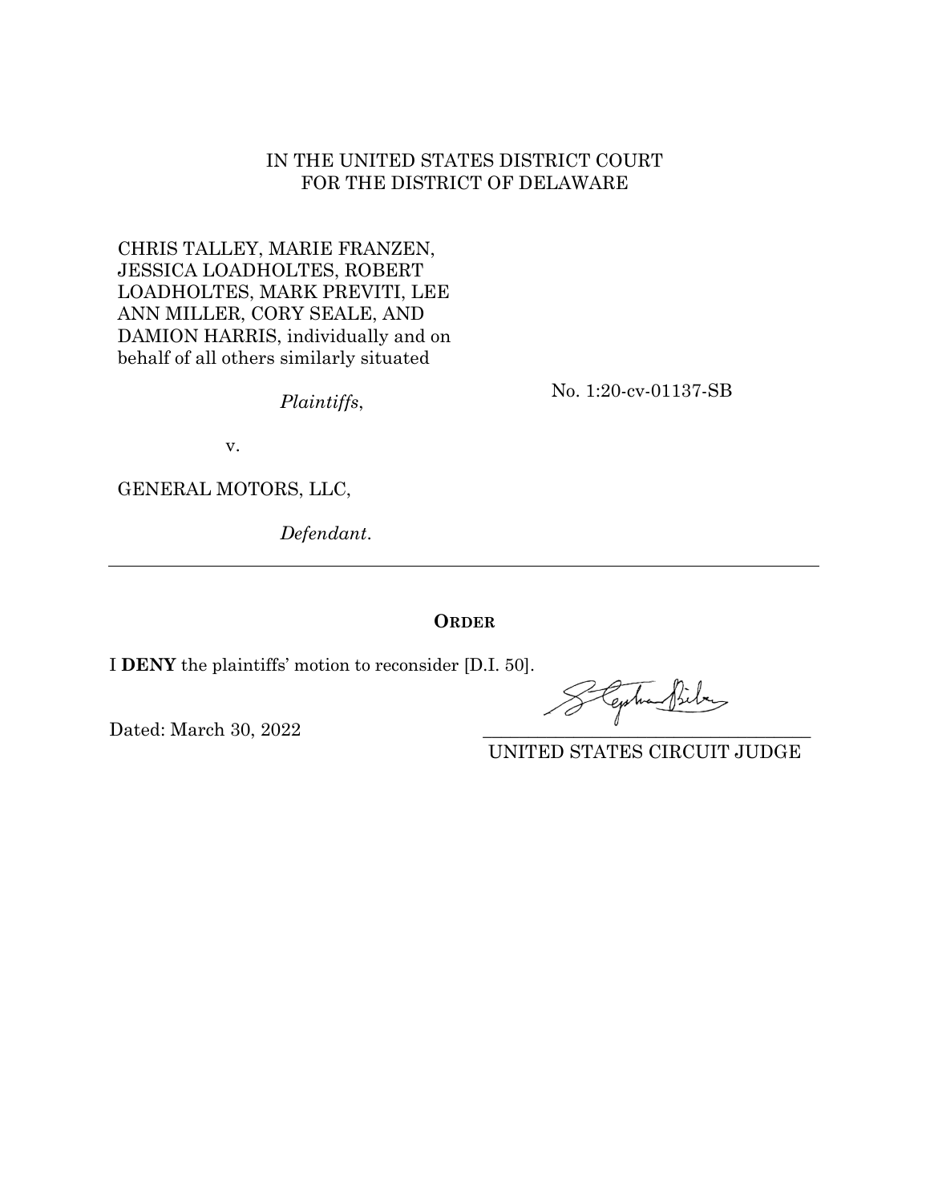IN THE UNITED STATES DISTRICT COURT
FOR THE DISTRICT OF DELAWARE

CHRIS TALLEY, MARIE FRANZEN, JESSICA LOADHOLTES, ROBERT LOADHOLTES, MARK PREVITI, LEE ANN MILLER, CORY SEALE, AND DAMION HARRIS, individually and on behalf of all others similarly situated

*Plaintiffs*,

v.

GENERAL MOTORS, LLC,

*Defendant*.

No. 1:20-cv-01137-SB

---

**ORDER**

I **DENY** the plaintiffs' motion to reconsider [D.I. 50].

Dated: March 30, 2022

UNITED STATES CIRCUIT JUDGE